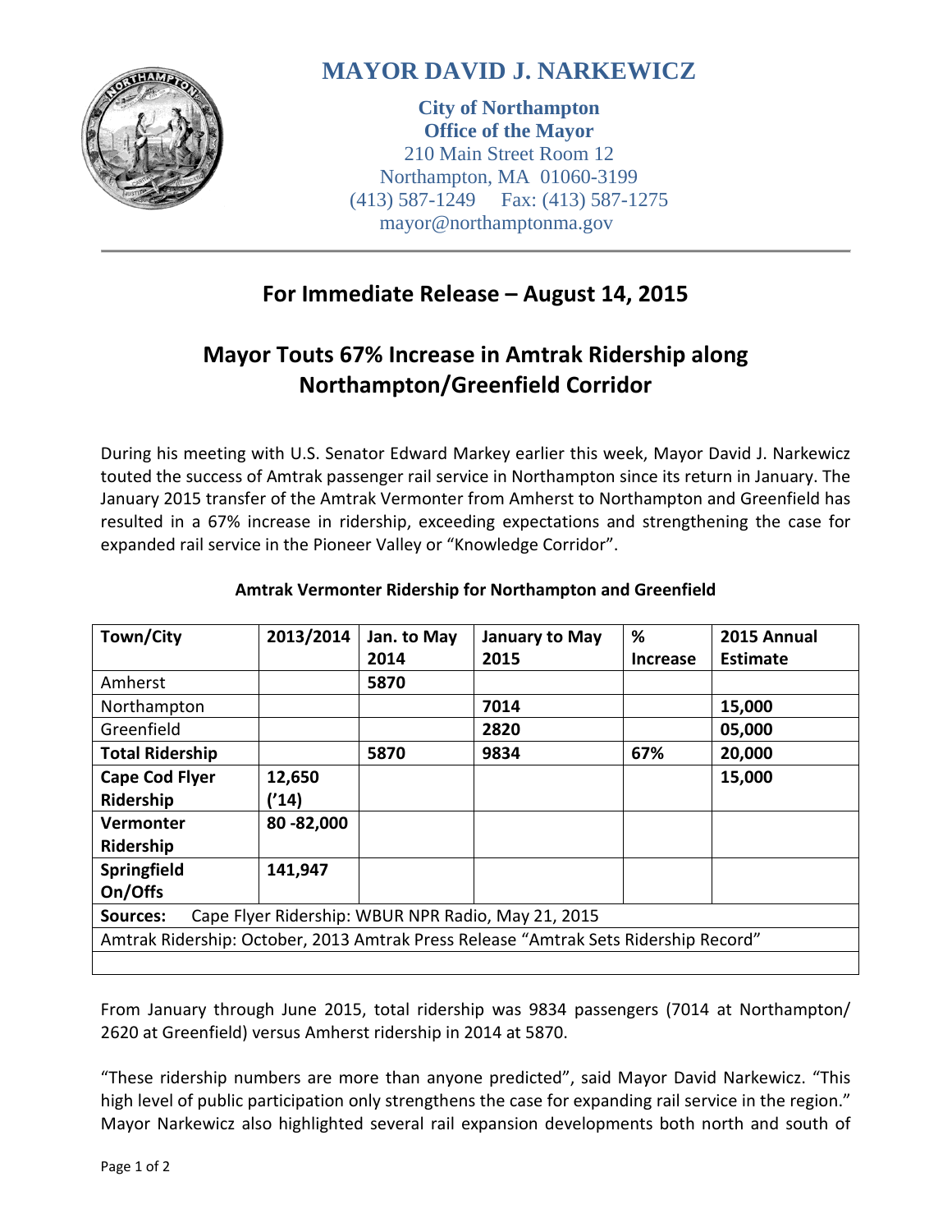# MAYOR DAVID J. NARKEWICZ

**City of Northampton**
**Office of the Mayor**
210 Main Street Room 12
Northampton, MA 01060-3199
(413) 587-1249 Fax: (413) 587-1275
mayor@northamptonma.gov

## For Immediate Release – August 14, 2015

## Mayor Touts 67% Increase in Amtrak Ridership along Northampton/Greenfield Corridor

During his meeting with U.S. Senator Edward Markey earlier this week, Mayor David J. Narkewicz touted the success of Amtrak passenger rail service in Northampton since its return in January. The January 2015 transfer of the Amtrak Vermonter from Amherst to Northampton and Greenfield has resulted in a 67% increase in ridership, exceeding expectations and strengthening the case for expanded rail service in the Pioneer Valley or "Knowledge Corridor".

**Amtrak Vermonter Ridership for Northampton and Greenfield**

| Town/City | 2013/2014 | Jan. to May 2014 | January to May 2015 | % Increase | 2015 Annual Estimate |
|---|---|---|---|---|---|
| Amherst | | **5870** | | | |
| Northampton | | | **7014** | | **15,000** |
| Greenfield | | | **2820** | | **05,000** |
| **Total Ridership** | | **5870** | **9834** | **67%** | **20,000** |
| **Cape Cod Flyer Ridership** | **12,650 ('14)** | | | | **15,000** |
| **Vermonter Ridership** | **80 -82,000** | | | | |
| **Springfield On/Offs** | **141,947** | | | | |
| **Sources:** Cape Flyer Ridership: WBUR NPR Radio, May 21, 2015 | | | | | |
| Amtrak Ridership: October, 2013 Amtrak Press Release "Amtrak Sets Ridership Record" | | | | | |

From January through June 2015, total ridership was 9834 passengers (7014 at Northampton/ 2620 at Greenfield) versus Amherst ridership in 2014 at 5870.

"These ridership numbers are more than anyone predicted", said Mayor David Narkewicz. "This high level of public participation only strengthens the case for expanding rail service in the region." Mayor Narkewicz also highlighted several rail expansion developments both north and south of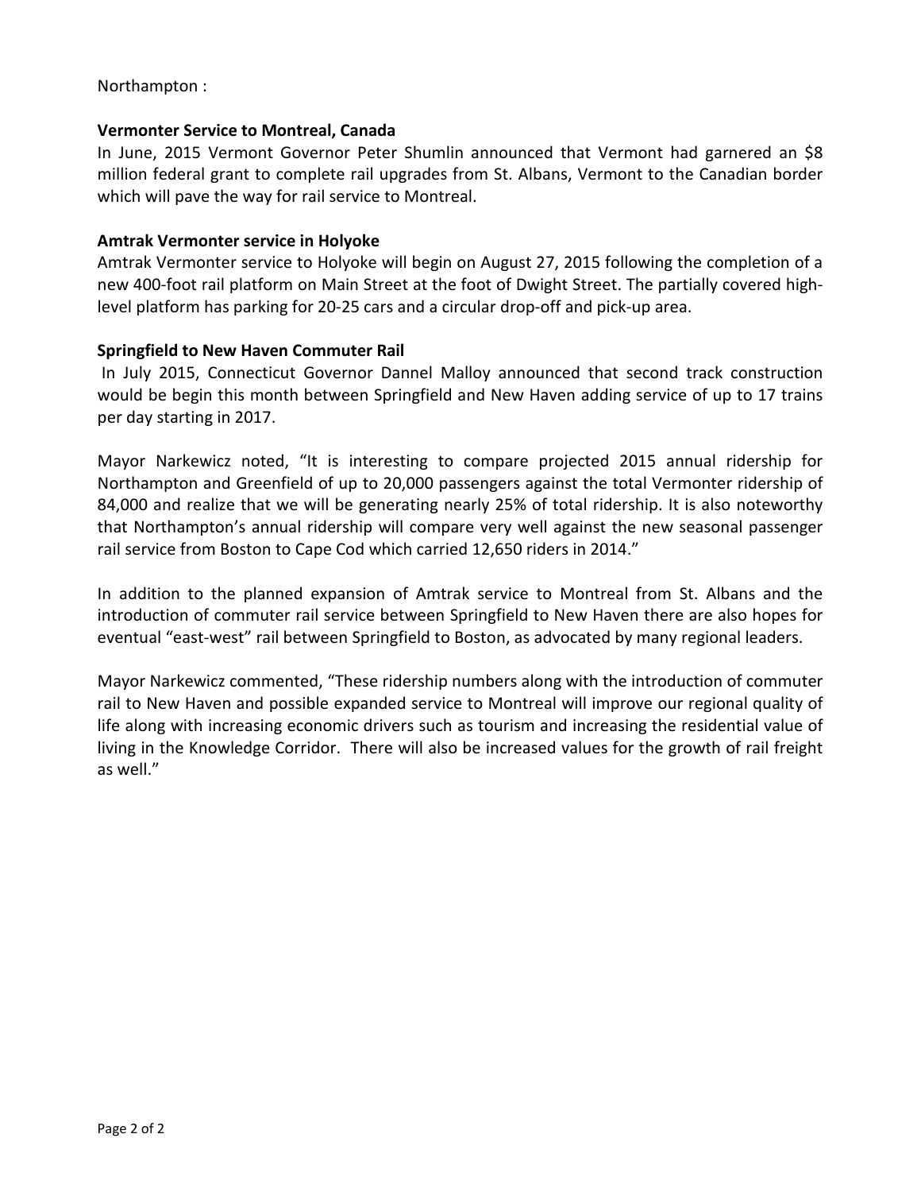Northampton :

**Vermonter Service to Montreal, Canada**

In June, 2015 Vermont Governor Peter Shumlin announced that Vermont had garnered an $8 million federal grant to complete rail upgrades from St. Albans, Vermont to the Canadian border which will pave the way for rail service to Montreal.

**Amtrak Vermonter service in Holyoke**

Amtrak Vermonter service to Holyoke will begin on August 27, 2015 following the completion of a new 400-foot rail platform on Main Street at the foot of Dwight Street. The partially covered high-level platform has parking for 20-25 cars and a circular drop-off and pick-up area.

**Springfield to New Haven Commuter Rail**

In July 2015, Connecticut Governor Dannel Malloy announced that second track construction would be begin this month between Springfield and New Haven adding service of up to 17 trains per day starting in 2017.

Mayor Narkewicz noted, "It is interesting to compare projected 2015 annual ridership for Northampton and Greenfield of up to 20,000 passengers against the total Vermonter ridership of 84,000 and realize that we will be generating nearly 25% of total ridership. It is also noteworthy that Northampton's annual ridership will compare very well against the new seasonal passenger rail service from Boston to Cape Cod which carried 12,650 riders in 2014."

In addition to the planned expansion of Amtrak service to Montreal from St. Albans and the introduction of commuter rail service between Springfield to New Haven there are also hopes for eventual "east-west" rail between Springfield to Boston, as advocated by many regional leaders.

Mayor Narkewicz commented, "These ridership numbers along with the introduction of commuter rail to New Haven and possible expanded service to Montreal will improve our regional quality of life along with increasing economic drivers such as tourism and increasing the residential value of living in the Knowledge Corridor. There will also be increased values for the growth of rail freight as well."